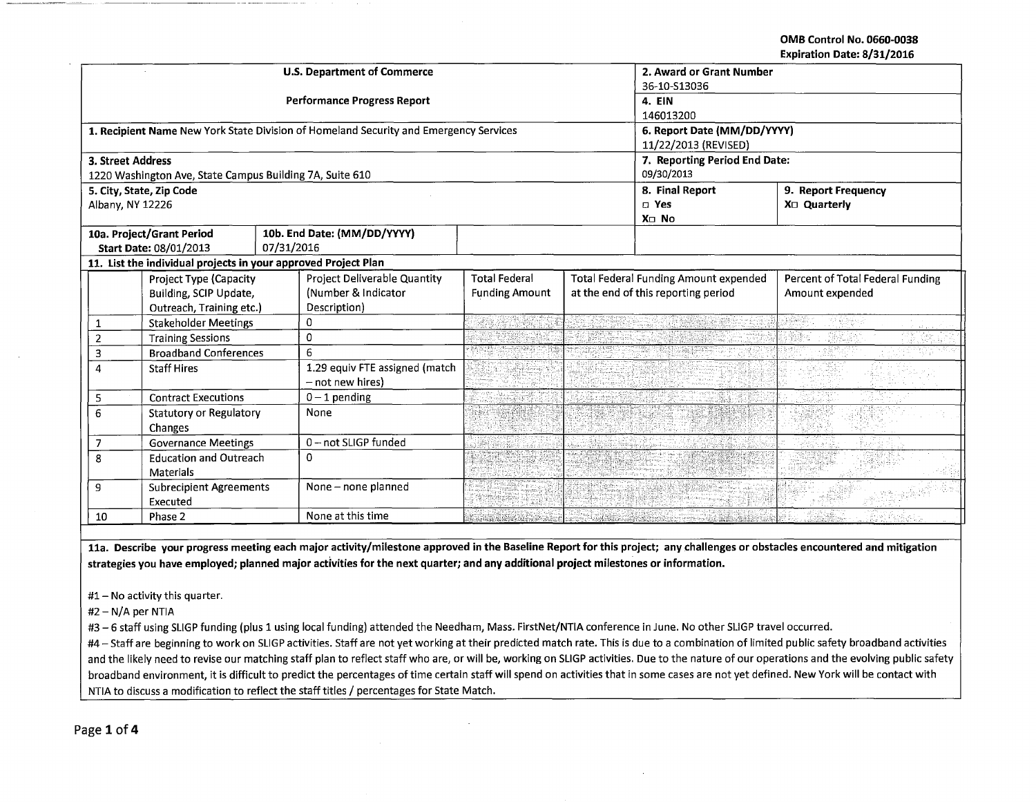OMB Control No. 0660-0038
Expiration Date: 8/31/2016

| U.S. Department of Commerce<br>Performance Progress Report | 2. Award or Grant Number<br>36-10-S13036 | |
|---|---|---|
| | 4. EIN<br>146013200 | |
| 1. Recipient Name New York State Division of Homeland Security and Emergency Services | 6. Report Date (MM/DD/YYYY)<br>11/22/2013 (REVISED) | |
| 3. Street Address<br>1220 Washington Ave, State Campus Building 7A, Suite 610 | 7. Reporting Period End Date:<br>09/30/2013 | |
| 5. City, State, Zip Code<br>Albany, NY 12226 | 8. Final Report<br>☐ Yes<br>X☐ No | 9. Report Frequency<br>X☐ Quarterly |
| 10a. Project/Grant Period Start Date: 08/01/2013 — 10b. End Date: (MM/DD/YYYY) 07/31/2016 | | |

**11. List the individual projects in your approved Project Plan**

| | Project Type (Capacity Building, SCIP Update, Outreach, Training etc.) | Project Deliverable Quantity (Number & Indicator Description) | Total Federal Funding Amount | Total Federal Funding Amount expended at the end of this reporting period | Percent of Total Federal Funding Amount expended |
|---|---|---|---|---|---|
| 1 | Stakeholder Meetings | 0 | | | |
| 2 | Training Sessions | 0 | | | |
| 3 | Broadband Conferences | 6 | | | |
| 4 | Staff Hires | 1.29 equiv FTE assigned (match – not new hires) | | | |
| 5 | Contract Executions | 0 – 1 pending | | | |
| 6 | Statutory or Regulatory Changes | None | | | |
| 7 | Governance Meetings | 0 – not SLIGP funded | | | |
| 8 | Education and Outreach Materials | 0 | | | |
| 9 | Subrecipient Agreements Executed | None – none planned | | | |
| 10 | Phase 2 | None at this time | | | |

**11a. Describe your progress meeting each major activity/milestone approved in the Baseline Report for this project; any challenges or obstacles encountered and mitigation strategies you have employed; planned major activities for the next quarter; and any additional project milestones or information.**

#1 – No activity this quarter.

#2 – N/A per NTIA

#3 – 6 staff using SLIGP funding (plus 1 using local funding) attended the Needham, Mass. FirstNet/NTIA conference in June. No other SLIGP travel occurred.

#4 – Staff are beginning to work on SLIGP activities. Staff are not yet working at their predicted match rate. This is due to a combination of limited public safety broadband activities and the likely need to revise our matching staff plan to reflect staff who are, or will be, working on SLIGP activities. Due to the nature of our operations and the evolving public safety broadband environment, it is difficult to predict the percentages of time certain staff will spend on activities that in some cases are not yet defined. New York will be contact with NTIA to discuss a modification to reflect the staff titles / percentages for State Match.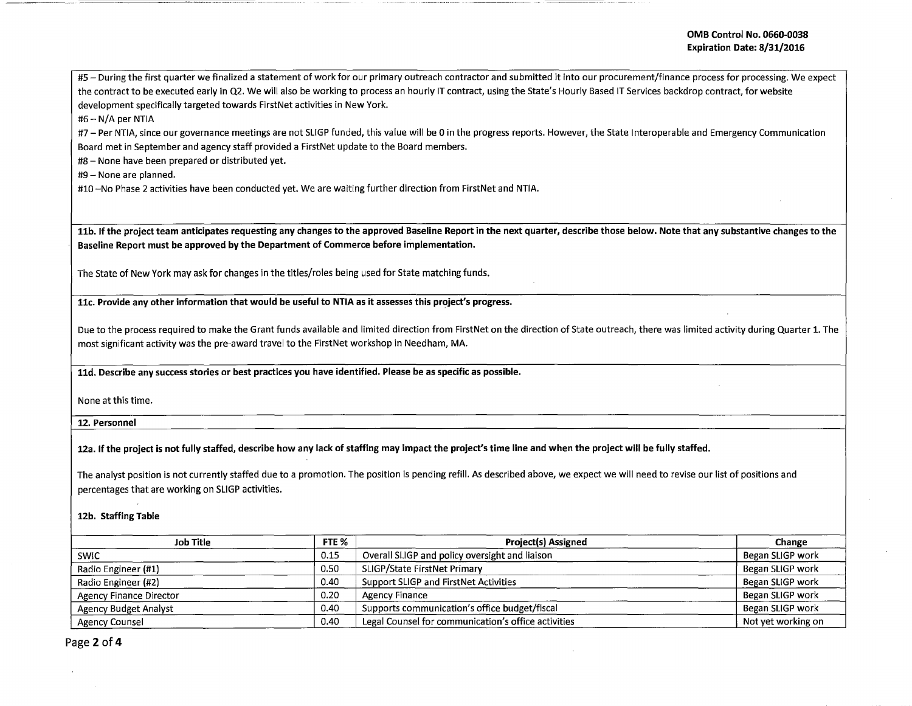#5 – During the first quarter we finalized a statement of work for our primary outreach contractor and submitted it into our procurement/finance process for processing. We expect the contract to be executed early in Q2. We will also be working to process an hourly IT contract, using the State's Hourly Based IT Services backdrop contract, for website development specifically targeted towards FirstNet activities in New York.

#6 – N/A per NTIA

#7 – Per NTIA, since our governance meetings are not SLIGP funded, this value will be 0 in the progress reports. However, the State Interoperable and Emergency Communication Board met in September and agency staff provided a FirstNet update to the Board members.

#8 – None have been prepared or distributed yet.

#9 – None are planned.

#10 –No Phase 2 activities have been conducted yet. We are waiting further direction from FirstNet and NTIA.

**11b. If the project team anticipates requesting any changes to the approved Baseline Report in the next quarter, describe those below. Note that any substantive changes to the Baseline Report must be approved by the Department of Commerce before implementation.**

The State of New York may ask for changes in the titles/roles being used for State matching funds.

**11c. Provide any other information that would be useful to NTIA as it assesses this project's progress.**

Due to the process required to make the Grant funds available and limited direction from FirstNet on the direction of State outreach, there was limited activity during Quarter 1. The most significant activity was the pre-award travel to the FirstNet workshop in Needham, MA.

**11d. Describe any success stories or best practices you have identified. Please be as specific as possible.**

None at this time.

**12. Personnel**

**12a. If the project is not fully staffed, describe how any lack of staffing may impact the project's time line and when the project will be fully staffed.**

The analyst position is not currently staffed due to a promotion. The position is pending refill. As described above, we expect we will need to revise our list of positions and percentages that are working on SLIGP activities.

**12b. Staffing Table**

| Job Title | FTE % | Project(s) Assigned | Change |
|---|---|---|---|
| SWIC | 0.15 | Overall SLIGP and policy oversight and liaison | Began SLIGP work |
| Radio Engineer (#1) | 0.50 | SLIGP/State FirstNet Primary | Began SLIGP work |
| Radio Engineer (#2) | 0.40 | Support SLIGP and FirstNet Activities | Began SLIGP work |
| Agency Finance Director | 0.20 | Agency Finance | Began SLIGP work |
| Agency Budget Analyst | 0.40 | Supports communication's office budget/fiscal | Began SLIGP work |
| Agency Counsel | 0.40 | Legal Counsel for communication's office activities | Not yet working on |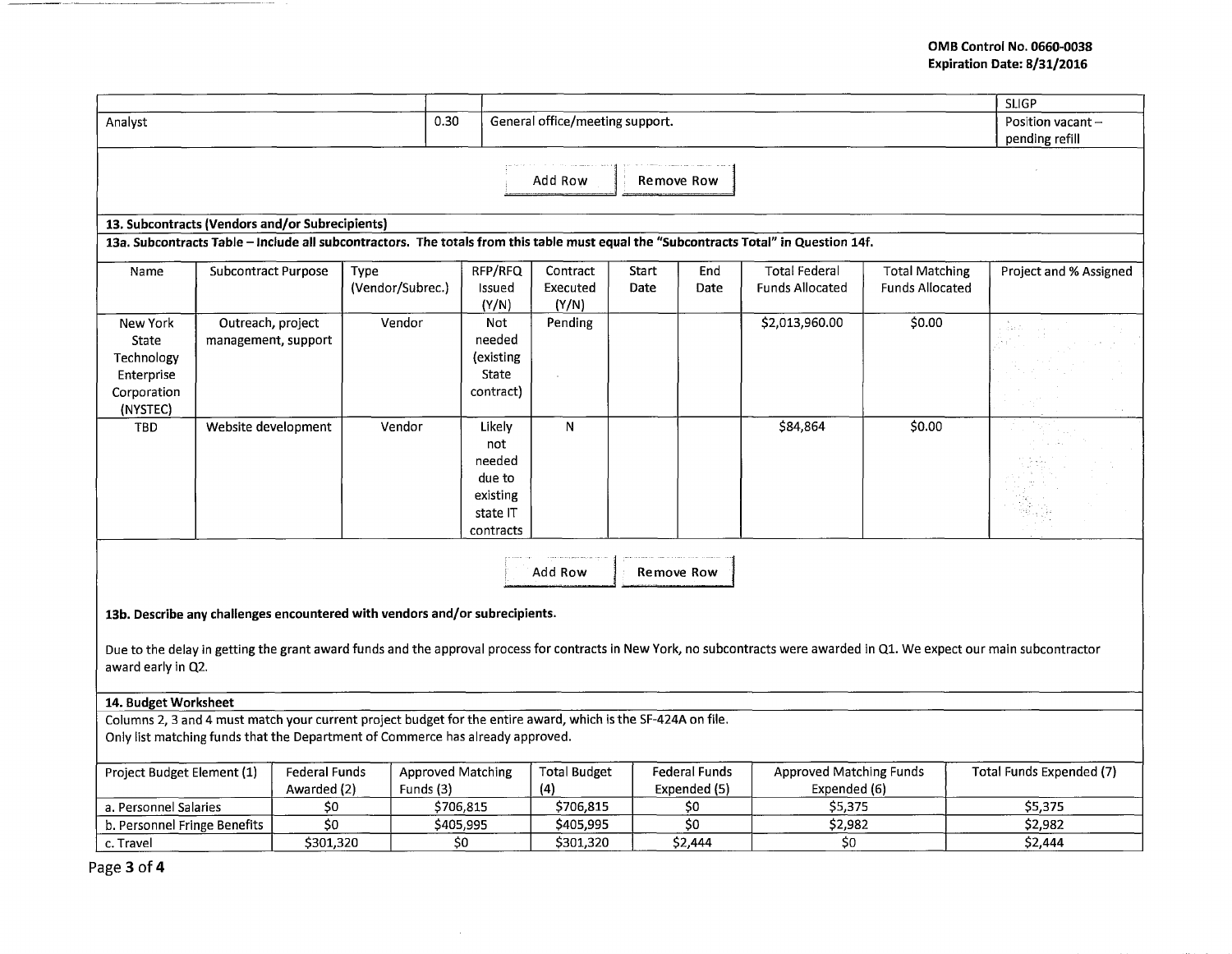| | | | SLIGP |
|---|---|---|---|
| Analyst | 0.30 | General office/meeting support. | Position vacant – pending refill |

Add Row | Remove Row

**13. Subcontracts (Vendors and/or Subrecipients)**

**13a. Subcontracts Table – Include all subcontractors. The totals from this table must equal the "Subcontracts Total" in Question 14f.**

| Name | Subcontract Purpose | Type (Vendor/Subrec.) | RFP/RFQ Issued (Y/N) | Contract Executed (Y/N) | Start Date | End Date | Total Federal Funds Allocated | Total Matching Funds Allocated | Project and % Assigned |
|---|---|---|---|---|---|---|---|---|---|
| New York State Technology Enterprise Corporation (NYSTEC) | Outreach, project management, support | Vendor | Not needed (existing State contract) | Pending | | | $2,013,960.00 | $0.00 | |
| TBD | Website development | Vendor | Likely not needed due to existing state IT contracts | N | | | $84,864 | $0.00 | |

Add Row | Remove Row

**13b. Describe any challenges encountered with vendors and/or subrecipients.**

Due to the delay in getting the grant award funds and the approval process for contracts in New York, no subcontracts were awarded in Q1. We expect our main subcontractor award early in Q2.

**14. Budget Worksheet**

Columns 2, 3 and 4 must match your current project budget for the entire award, which is the SF-424A on file.
Only list matching funds that the Department of Commerce has already approved.

| Project Budget Element (1) | Federal Funds Awarded (2) | Approved Matching Funds (3) | Total Budget (4) | Federal Funds Expended (5) | Approved Matching Funds Expended (6) | Total Funds Expended (7) |
|---|---|---|---|---|---|---|
| a. Personnel Salaries | $0 | $706,815 | $706,815 | $0 | $5,375 | $5,375 |
| b. Personnel Fringe Benefits | $0 | $405,995 | $405,995 | $0 | $2,982 | $2,982 |
| c. Travel | $301,320 | $0 | $301,320 | $2,444 | $0 | $2,444 |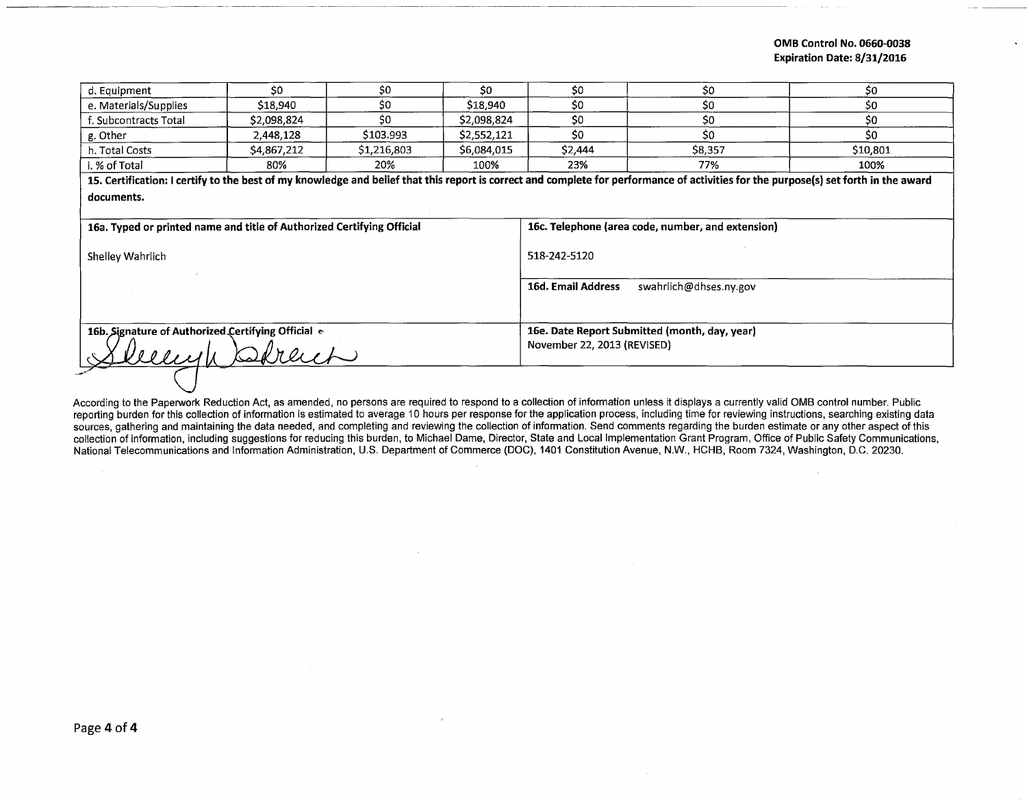OMB Control No. 0660-0038
Expiration Date: 8/31/2016

| | | | | | | |
|---|---|---|---|---|---|---|
| d. Equipment | $0 | $0 | $0 | $0 | $0 | $0 |
| e. Materials/Supplies | $18,940 | $0 | $18,940 | $0 | $0 | $0 |
| f. Subcontracts Total | $2,098,824 | $0 | $2,098,824 | $0 | $0 | $0 |
| g. Other | 2,448,128 | $103.993 | $2,552,121 | $0 | $0 | $0 |
| h. Total Costs | $4,867,212 | $1,216,803 | $6,084,015 | $2,444 | $8,357 | $10,801 |
| i. % of Total | 80% | 20% | 100% | 23% | 77% | 100% |

**15. Certification: I certify to the best of my knowledge and belief that this report is correct and complete for performance of activities for the purpose(s) set forth in the award documents.**

| | |
|---|---|
| **16a. Typed or printed name and title of Authorized Certifying Official** Shelley Wahrlich | **16c. Telephone (area code, number, and extension)** 518-242-5120 |
| | **16d. Email Address** swahrlich@dhses.ny.gov |
| **16b. Signature of Authorized Certifying Official** Shelley Wahrlich | **16e. Date Report Submitted (month, day, year)** November 22, 2013 (REVISED) |

According to the Paperwork Reduction Act, as amended, no persons are required to respond to a collection of information unless it displays a currently valid OMB control number. Public reporting burden for this collection of information is estimated to average 10 hours per response for the application process, including time for reviewing instructions, searching existing data sources, gathering and maintaining the data needed, and completing and reviewing the collection of information. Send comments regarding the burden estimate or any other aspect of this collection of information, including suggestions for reducing this burden, to Michael Dame, Director, State and Local Implementation Grant Program, Office of Public Safety Communications, National Telecommunications and Information Administration, U.S. Department of Commerce (DOC), 1401 Constitution Avenue, N.W., HCHB, Room 7324, Washington, D.C. 20230.